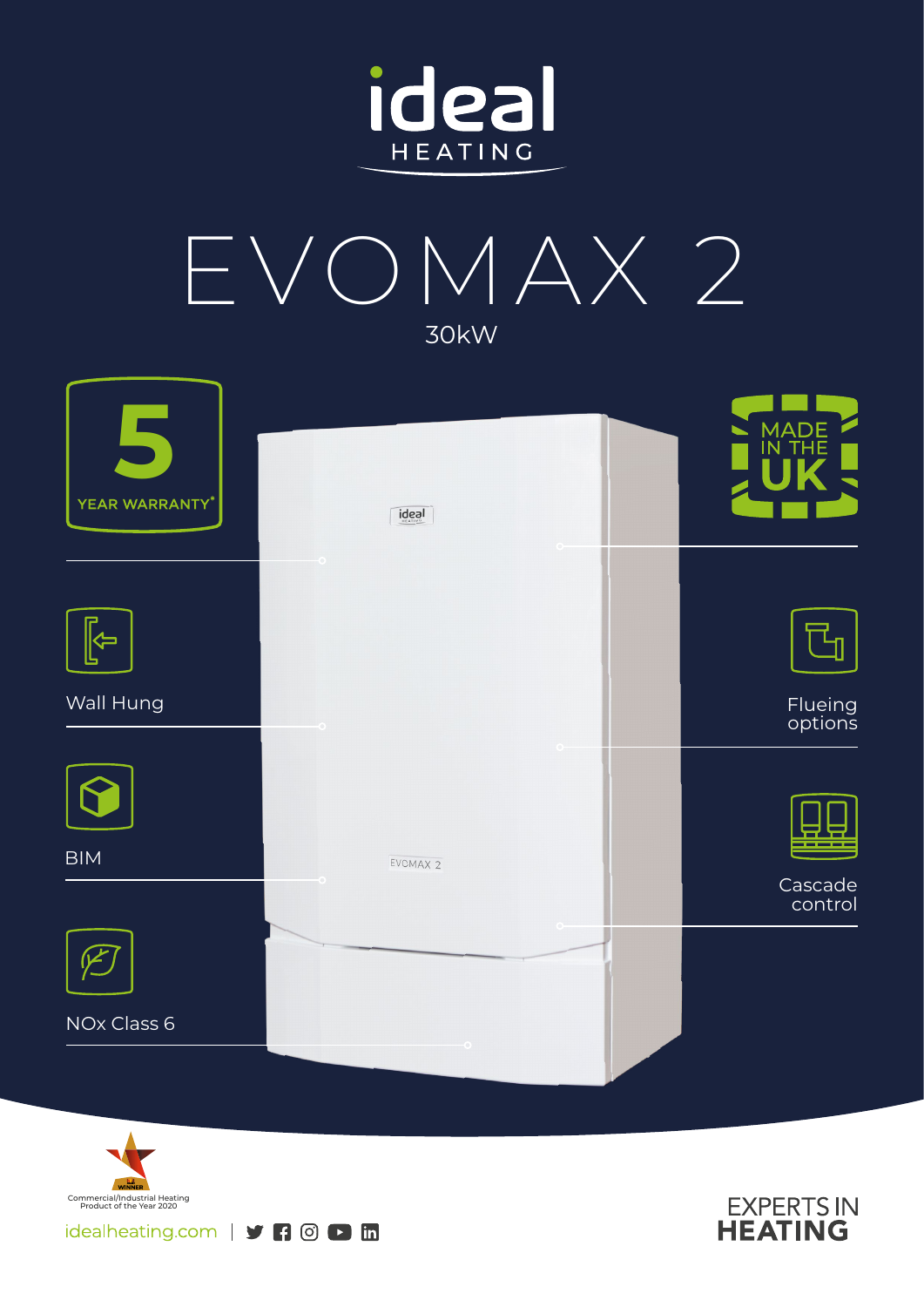# ideal HEATING

# EVOMAX 2

30kW

5 YEAR WARRANTY*

MADE IN THE UK

Wall Hung

Flueing options

BIM

Cascade control

NOx Class 6

WINNER
Commercial/Industrial Heating Product of the Year 2020

idealheating.com

EXPERTS IN **HEATING**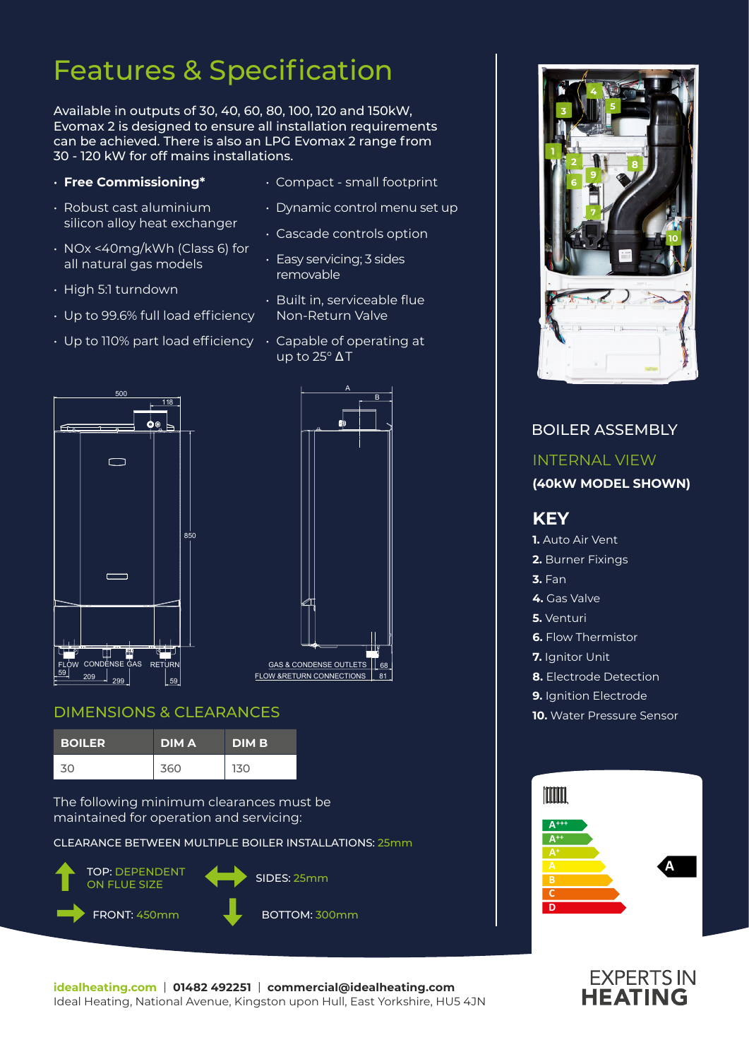# Features & Specification

Available in outputs of 30, 40, 60, 80, 100, 120 and 150kW, Evomax 2 is designed to ensure all installation requirements can be achieved. There is also an LPG Evomax 2 range from 30 - 120 kW for off mains installations.

- **Free Commissioning***
- Robust cast aluminium silicon alloy heat exchanger
- NOx <40mg/kWh (Class 6) for all natural gas models
- High 5:1 turndown
- Up to 99.6% full load efficiency
- Up to 110% part load efficiency
- Compact - small footprint
- Dynamic control menu set up
- Cascade controls option
- Easy servicing; 3 sides removable
- Built in, serviceable flue Non-Return Valve
- Capable of operating at up to 25° ΔT

## DIMENSIONS & CLEARANCES

| BOILER | DIM A | DIM B |
|---|---|---|
| 30 | 360 | 130 |

The following minimum clearances must be maintained for operation and servicing:

CLEARANCE BETWEEN MULTIPLE BOILER INSTALLATIONS: 25mm

- TOP: DEPENDENT ON FLUE SIZE
- SIDES: 25mm
- FRONT: 450mm
- BOTTOM: 300mm

## BOILER ASSEMBLY

### INTERNAL VIEW

**(40kW MODEL SHOWN)**

### KEY

**1.** Auto Air Vent
**2.** Burner Fixings
**3.** Fan
**4.** Gas Valve
**5.** Venturi
**6.** Flow Thermistor
**7.** Ignitor Unit
**8.** Electrode Detection
**9.** Ignition Electrode
**10.** Water Pressure Sensor

**idealheating.com** | **01482 492251** | **commercial@idealheating.com**
Ideal Heating, National Avenue, Kingston upon Hull, East Yorkshire, HU5 4JN

EXPERTS IN HEATING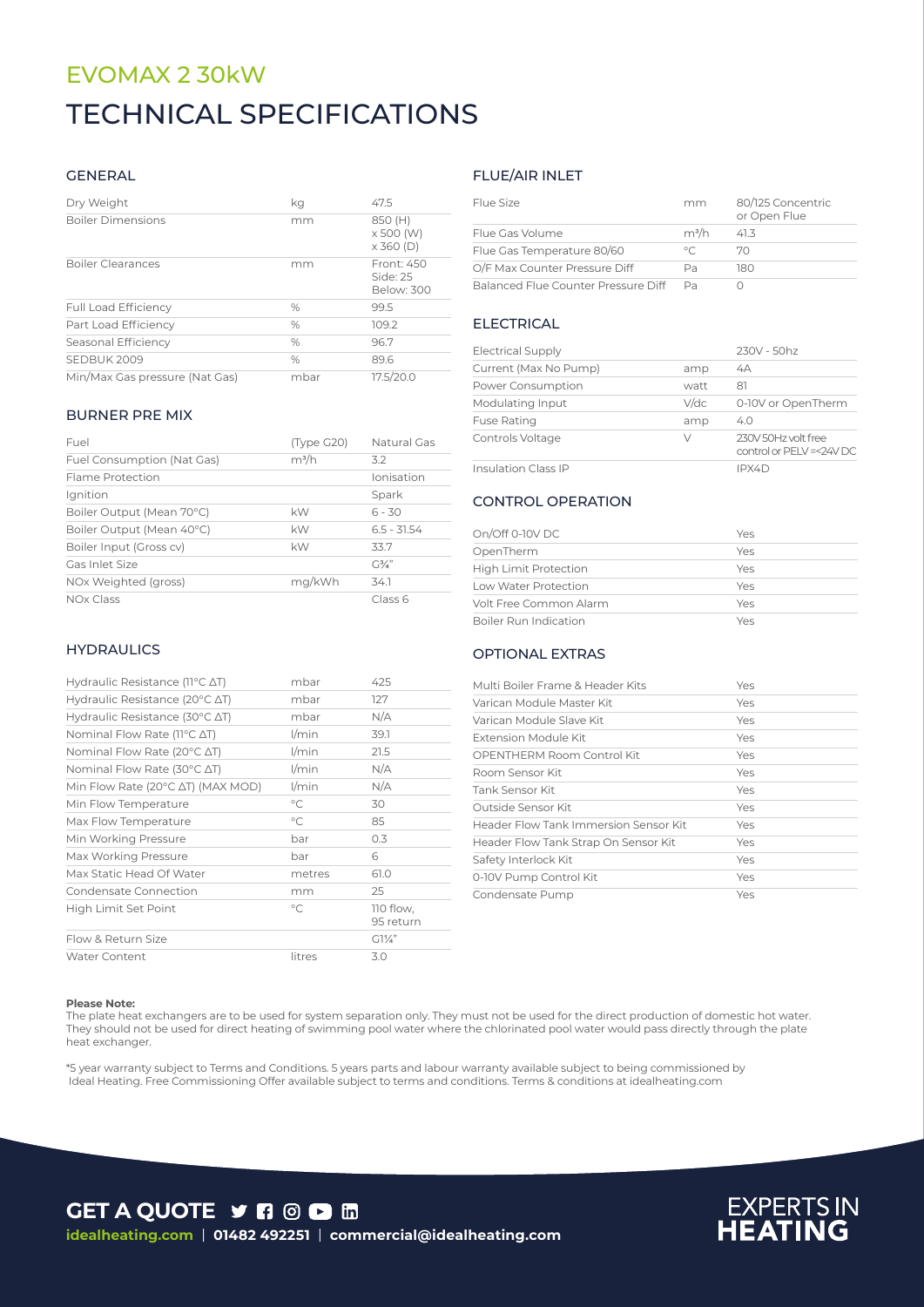# EVOMAX 2 30kW

# TECHNICAL SPECIFICATIONS

## GENERAL

| | | |
|---|---|---|
| Dry Weight | kg | 47.5 |
| Boiler Dimensions | mm | 850 (H) x 500 (W) x 360 (D) |
| Boiler Clearances | mm | Front: 450 Side: 25 Below: 300 |
| Full Load Efficiency | % | 99.5 |
| Part Load Efficiency | % | 109.2 |
| Seasonal Efficiency | % | 96.7 |
| SEDBUK 2009 | % | 89.6 |
| Min/Max Gas pressure (Nat Gas) | mbar | 17.5/20.0 |

## BURNER PRE MIX

| | | |
|---|---|---|
| Fuel | (Type G20) | Natural Gas |
| Fuel Consumption (Nat Gas) | m³/h | 3.2 |
| Flame Protection | | Ionisation |
| Ignition | | Spark |
| Boiler Output (Mean 70°C) | kW | 6 - 30 |
| Boiler Output (Mean 40°C) | kW | 6.5 - 31.54 |
| Boiler Input (Gross cv) | kW | 33.7 |
| Gas Inlet Size | | G¾" |
| NOx Weighted (gross) | mg/kWh | 34.1 |
| NOx Class | | Class 6 |

## HYDRAULICS

| | | |
|---|---|---|
| Hydraulic Resistance (11°C ΔT) | mbar | 425 |
| Hydraulic Resistance (20°C ΔT) | mbar | 127 |
| Hydraulic Resistance (30°C ΔT) | mbar | N/A |
| Nominal Flow Rate (11°C ΔT) | l/min | 39.1 |
| Nominal Flow Rate (20°C ΔT) | l/min | 21.5 |
| Nominal Flow Rate (30°C ΔT) | l/min | N/A |
| Min Flow Rate (20°C ΔT) (MAX MOD) | l/min | N/A |
| Min Flow Temperature | °C | 30 |
| Max Flow Temperature | °C | 85 |
| Min Working Pressure | bar | 0.3 |
| Max Working Pressure | bar | 6 |
| Max Static Head Of Water | metres | 61.0 |
| Condensate Connection | mm | 25 |
| High Limit Set Point | °C | 110 flow, 95 return |
| Flow & Return Size | | G1¼" |
| Water Content | litres | 3.0 |

## FLUE/AIR INLET

| | | |
|---|---|---|
| Flue Size | mm | 80/125 Concentric or Open Flue |
| Flue Gas Volume | m³/h | 41.3 |
| Flue Gas Temperature 80/60 | °C | 70 |
| O/F Max Counter Pressure Diff | Pa | 180 |
| Balanced Flue Counter Pressure Diff | Pa | 0 |

## ELECTRICAL

| | | |
|---|---|---|
| Electrical Supply | | 230V - 50hz |
| Current (Max No Pump) | amp | 4A |
| Power Consumption | watt | 81 |
| Modulating Input | V/dc | 0-10V or OpenTherm |
| Fuse Rating | amp | 4.0 |
| Controls Voltage | V | 230V 50Hz volt free control or PELV =<24V DC |
| Insulation Class IP | | IPX4D |

## CONTROL OPERATION

| | |
|---|---|
| On/Off 0-10V DC | Yes |
| OpenTherm | Yes |
| High Limit Protection | Yes |
| Low Water Protection | Yes |
| Volt Free Common Alarm | Yes |
| Boiler Run Indication | Yes |

## OPTIONAL EXTRAS

| | |
|---|---|
| Multi Boiler Frame & Header Kits | Yes |
| Varican Module Master Kit | Yes |
| Varican Module Slave Kit | Yes |
| Extension Module Kit | Yes |
| OPENTHERM Room Control Kit | Yes |
| Room Sensor Kit | Yes |
| Tank Sensor Kit | Yes |
| Outside Sensor Kit | Yes |
| Header Flow Tank Immersion Sensor Kit | Yes |
| Header Flow Tank Strap On Sensor Kit | Yes |
| Safety Interlock Kit | Yes |
| 0-10V Pump Control Kit | Yes |
| Condensate Pump | Yes |

**Please Note:**
The plate heat exchangers are to be used for system separation only. They must not be used for the direct production of domestic hot water. They should not be used for direct heating of swimming pool water where the chlorinated pool water would pass directly through the plate heat exchanger.

*5 year warranty subject to Terms and Conditions. 5 years parts and labour warranty available subject to being commissioned by Ideal Heating. Free Commissioning Offer available subject to terms and conditions. Terms & conditions at idealheating.com

**GET A QUOTE**

**idealheating.com** | **01482 492251** | **commercial@idealheating.com**

**EXPERTS IN HEATING**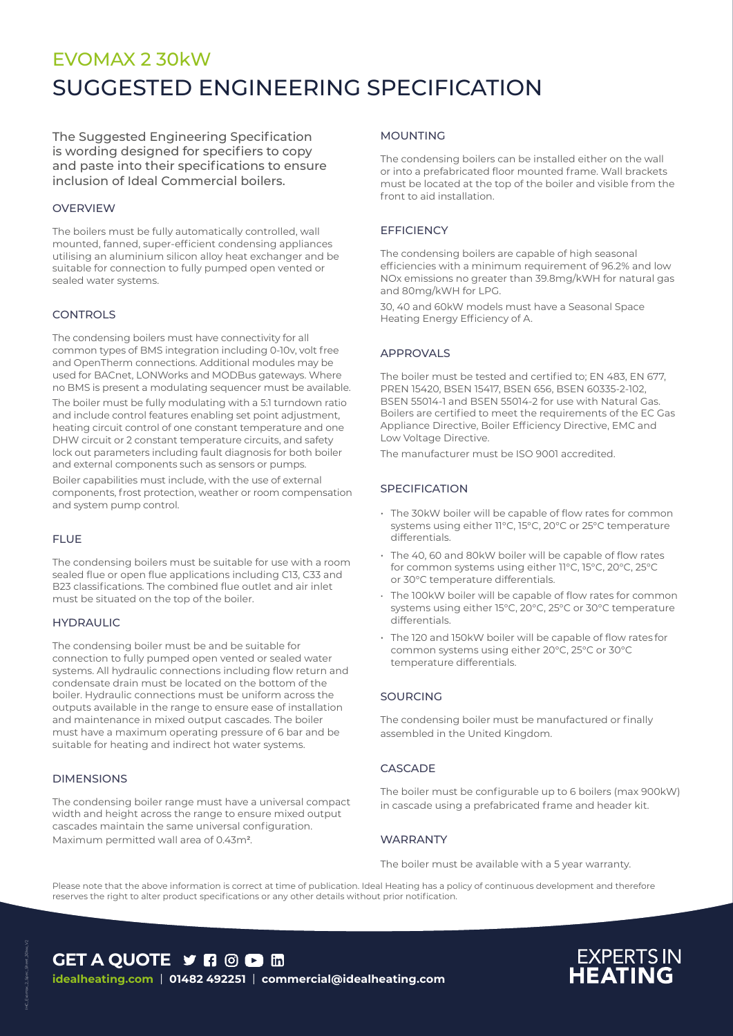# EVOMAX 2 30kW

# SUGGESTED ENGINEERING SPECIFICATION

The Suggested Engineering Specification is wording designed for specifiers to copy and paste into their specifications to ensure inclusion of Ideal Commercial boilers.

## OVERVIEW

The boilers must be fully automatically controlled, wall mounted, fanned, super-efficient condensing appliances utilising an aluminium silicon alloy heat exchanger and be suitable for connection to fully pumped open vented or sealed water systems.

## CONTROLS

The condensing boilers must have connectivity for all common types of BMS integration including 0-10v, volt free and OpenTherm connections. Additional modules may be used for BACnet, LONWorks and MODBus gateways. Where no BMS is present a modulating sequencer must be available.

The boiler must be fully modulating with a 5:1 turndown ratio and include control features enabling set point adjustment, heating circuit control of one constant temperature and one DHW circuit or 2 constant temperature circuits, and safety lock out parameters including fault diagnosis for both boiler and external components such as sensors or pumps.

Boiler capabilities must include, with the use of external components, frost protection, weather or room compensation and system pump control.

## FLUE

The condensing boilers must be suitable for use with a room sealed flue or open flue applications including C13, C33 and B23 classifications. The combined flue outlet and air inlet must be situated on the top of the boiler.

## HYDRAULIC

The condensing boiler must be and be suitable for connection to fully pumped open vented or sealed water systems. All hydraulic connections including flow return and condensate drain must be located on the bottom of the boiler. Hydraulic connections must be uniform across the outputs available in the range to ensure ease of installation and maintenance in mixed output cascades. The boiler must have a maximum operating pressure of 6 bar and be suitable for heating and indirect hot water systems.

## DIMENSIONS

The condensing boiler range must have a universal compact width and height across the range to ensure mixed output cascades maintain the same universal configuration. Maximum permitted wall area of 0.43m².

## MOUNTING

The condensing boilers can be installed either on the wall or into a prefabricated floor mounted frame. Wall brackets must be located at the top of the boiler and visible from the front to aid installation.

## EFFICIENCY

The condensing boilers are capable of high seasonal efficiencies with a minimum requirement of 96.2% and low NOx emissions no greater than 39.8mg/kWH for natural gas and 80mg/kWH for LPG.

30, 40 and 60kW models must have a Seasonal Space Heating Energy Efficiency of A.

## APPROVALS

The boiler must be tested and certified to; EN 483, EN 677, PREN 15420, BSEN 15417, BSEN 656, BSEN 60335-2-102, BSEN 55014-1 and BSEN 55014-2 for use with Natural Gas. Boilers are certified to meet the requirements of the EC Gas Appliance Directive, Boiler Efficiency Directive, EMC and Low Voltage Directive.

The manufacturer must be ISO 9001 accredited.

## SPECIFICATION

- The 30kW boiler will be capable of flow rates for common systems using either 11°C, 15°C, 20°C or 25°C temperature differentials.
- The 40, 60 and 80kW boiler will be capable of flow rates for common systems using either 11°C, 15°C, 20°C, 25°C or 30°C temperature differentials.
- The 100kW boiler will be capable of flow rates for common systems using either 15°C, 20°C, 25°C or 30°C temperature differentials.
- The 120 and 150kW boiler will be capable of flow rates for common systems using either 20°C, 25°C or 30°C temperature differentials.

## SOURCING

The condensing boiler must be manufactured or finally assembled in the United Kingdom.

## CASCADE

The boiler must be configurable up to 6 boilers (max 900kW) in cascade using a prefabricated frame and header kit.

## WARRANTY

The boiler must be available with a 5 year warranty.

Please note that the above information is correct at time of publication. Ideal Heating has a policy of continuous development and therefore reserves the right to alter product specifications or any other details without prior notification.

**GET A QUOTE**

**idealheating.com** | **01482 492251** | **commercial@idealheating.com**

EXPERTS IN **HEATING**